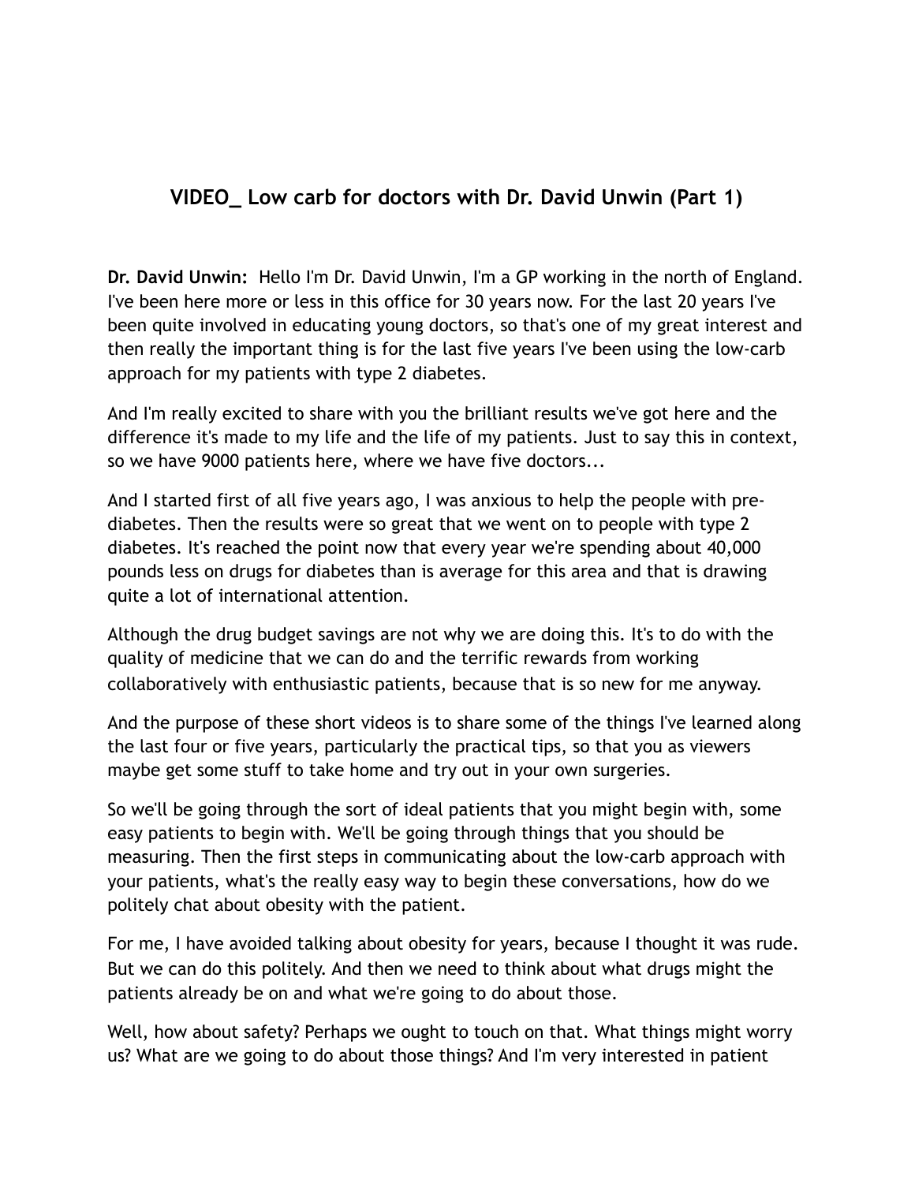# VIDEO_ Low carb for doctors with Dr. David Unwin (Part 1)

**Dr. David Unwin:** Hello I'm Dr. David Unwin, I'm a GP working in the north of England. I've been here more or less in this office for 30 years now. For the last 20 years I've been quite involved in educating young doctors, so that's one of my great interest and then really the important thing is for the last five years I've been using the low-carb approach for my patients with type 2 diabetes.

And I'm really excited to share with you the brilliant results we've got here and the difference it's made to my life and the life of my patients. Just to say this in context, so we have 9000 patients here, where we have five doctors...

And I started first of all five years ago, I was anxious to help the people with pre-diabetes. Then the results were so great that we went on to people with type 2 diabetes. It's reached the point now that every year we're spending about 40,000 pounds less on drugs for diabetes than is average for this area and that is drawing quite a lot of international attention.

Although the drug budget savings are not why we are doing this. It's to do with the quality of medicine that we can do and the terrific rewards from working collaboratively with enthusiastic patients, because that is so new for me anyway.

And the purpose of these short videos is to share some of the things I've learned along the last four or five years, particularly the practical tips, so that you as viewers maybe get some stuff to take home and try out in your own surgeries.

So we'll be going through the sort of ideal patients that you might begin with, some easy patients to begin with. We'll be going through things that you should be measuring. Then the first steps in communicating about the low-carb approach with your patients, what's the really easy way to begin these conversations, how do we politely chat about obesity with the patient.

For me, I have avoided talking about obesity for years, because I thought it was rude. But we can do this politely. And then we need to think about what drugs might the patients already be on and what we're going to do about those.

Well, how about safety? Perhaps we ought to touch on that. What things might worry us? What are we going to do about those things? And I'm very interested in patient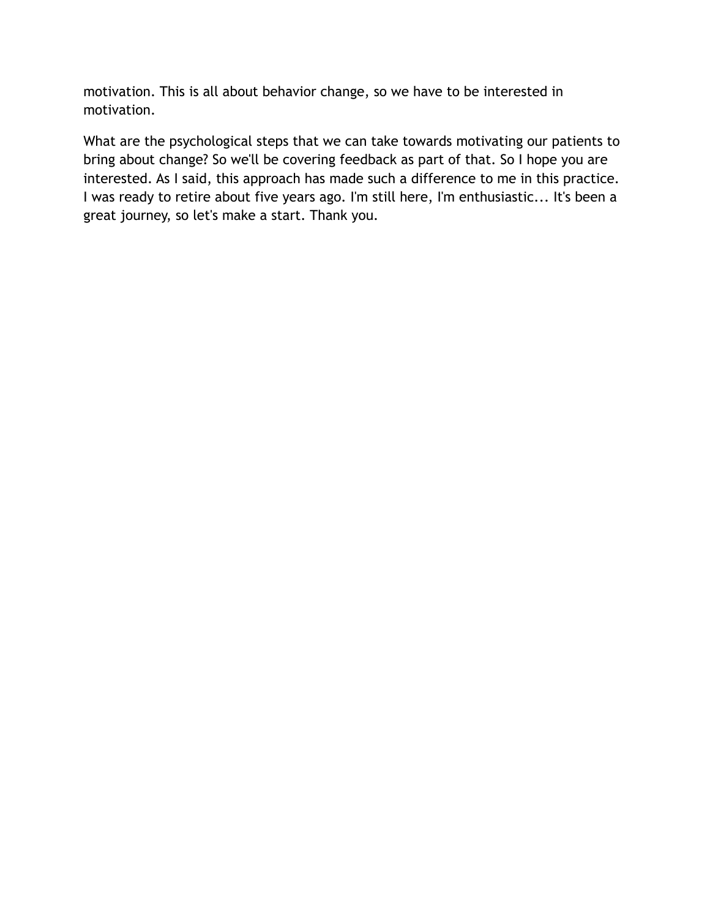motivation. This is all about behavior change, so we have to be interested in motivation.

What are the psychological steps that we can take towards motivating our patients to bring about change? So we'll be covering feedback as part of that. So I hope you are interested. As I said, this approach has made such a difference to me in this practice. I was ready to retire about five years ago. I'm still here, I'm enthusiastic... It's been a great journey, so let's make a start. Thank you.